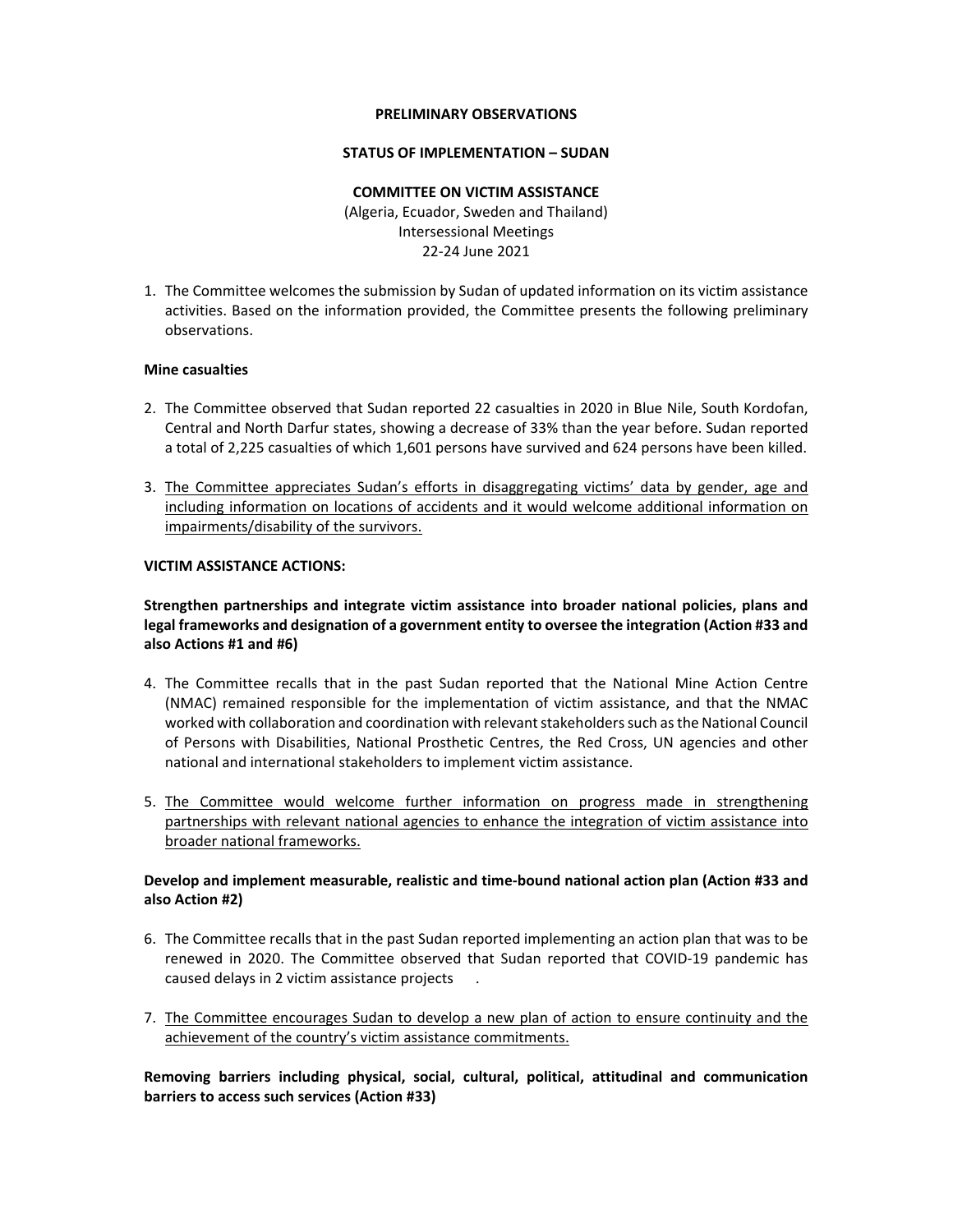**PRELIMINARY OBSERVATIONS**

**STATUS OF IMPLEMENTATION – SUDAN**

**COMMITTEE ON VICTIM ASSISTANCE**

(Algeria, Ecuador, Sweden and Thailand)
Intersessional Meetings
22-24 June 2021

1. The Committee welcomes the submission by Sudan of updated information on its victim assistance activities. Based on the information provided, the Committee presents the following preliminary observations.

**Mine casualties**

2. The Committee observed that Sudan reported 22 casualties in 2020 in Blue Nile, South Kordofan, Central and North Darfur states, showing a decrease of 33% than the year before. Sudan reported a total of 2,225 casualties of which 1,601 persons have survived and 624 persons have been killed.

3. <u>The Committee appreciates Sudan's efforts in disaggregating victims' data by gender, age and including information on locations of accidents and it would welcome additional information on impairments/disability of the survivors.</u>

**VICTIM ASSISTANCE ACTIONS:**

**Strengthen partnerships and integrate victim assistance into broader national policies, plans and legal frameworks and designation of a government entity to oversee the integration (Action #33 and also Actions #1 and #6)**

4. The Committee recalls that in the past Sudan reported that the National Mine Action Centre (NMAC) remained responsible for the implementation of victim assistance, and that the NMAC worked with collaboration and coordination with relevant stakeholders such as the National Council of Persons with Disabilities, National Prosthetic Centres, the Red Cross, UN agencies and other national and international stakeholders to implement victim assistance.

5. <u>The Committee would welcome further information on progress made in strengthening partnerships with relevant national agencies to enhance the integration of victim assistance into broader national frameworks.</u>

**Develop and implement measurable, realistic and time-bound national action plan (Action #33 and also Action #2)**

6. The Committee recalls that in the past Sudan reported implementing an action plan that was to be renewed in 2020. The Committee observed that Sudan reported that COVID-19 pandemic has caused delays in 2 victim assistance projects .

7. <u>The Committee encourages Sudan to develop a new plan of action to ensure continuity and the achievement of the country's victim assistance commitments.</u>

**Removing barriers including physical, social, cultural, political, attitudinal and communication barriers to access such services (Action #33)**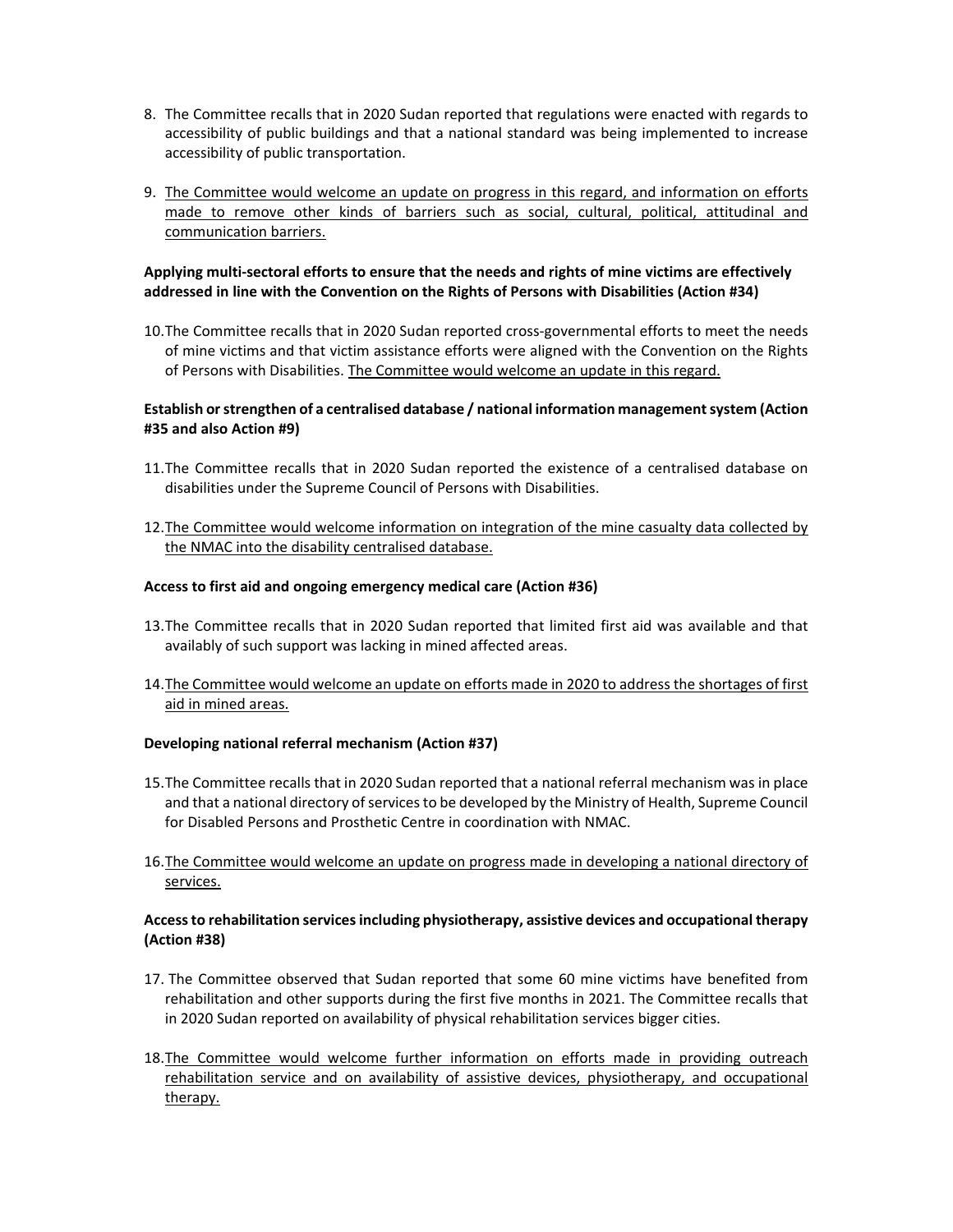8. The Committee recalls that in 2020 Sudan reported that regulations were enacted with regards to accessibility of public buildings and that a national standard was being implemented to increase accessibility of public transportation.

9. <u>The Committee would welcome an update on progress in this regard, and information on efforts made to remove other kinds of barriers such as social, cultural, political, attitudinal and communication barriers.</u>

**Applying multi-sectoral efforts to ensure that the needs and rights of mine victims are effectively addressed in line with the Convention on the Rights of Persons with Disabilities (Action #34)**

10. The Committee recalls that in 2020 Sudan reported cross-governmental efforts to meet the needs of mine victims and that victim assistance efforts were aligned with the Convention on the Rights of Persons with Disabilities. <u>The Committee would welcome an update in this regard.</u>

**Establish or strengthen of a centralised database / national information management system (Action #35 and also Action #9)**

11. The Committee recalls that in 2020 Sudan reported the existence of a centralised database on disabilities under the Supreme Council of Persons with Disabilities.

12. <u>The Committee would welcome information on integration of the mine casualty data collected by the NMAC into the disability centralised database.</u>

**Access to first aid and ongoing emergency medical care (Action #36)**

13. The Committee recalls that in 2020 Sudan reported that limited first aid was available and that availably of such support was lacking in mined affected areas.

14. <u>The Committee would welcome an update on efforts made in 2020 to address the shortages of first aid in mined areas.</u>

**Developing national referral mechanism (Action #37)**

15. The Committee recalls that in 2020 Sudan reported that a national referral mechanism was in place and that a national directory of services to be developed by the Ministry of Health, Supreme Council for Disabled Persons and Prosthetic Centre in coordination with NMAC.

16. <u>The Committee would welcome an update on progress made in developing a national directory of services.</u>

**Access to rehabilitation services including physiotherapy, assistive devices and occupational therapy (Action #38)**

17. The Committee observed that Sudan reported that some 60 mine victims have benefited from rehabilitation and other supports during the first five months in 2021. The Committee recalls that in 2020 Sudan reported on availability of physical rehabilitation services bigger cities.

18. <u>The Committee would welcome further information on efforts made in providing outreach rehabilitation service and on availability of assistive devices, physiotherapy, and occupational therapy.</u>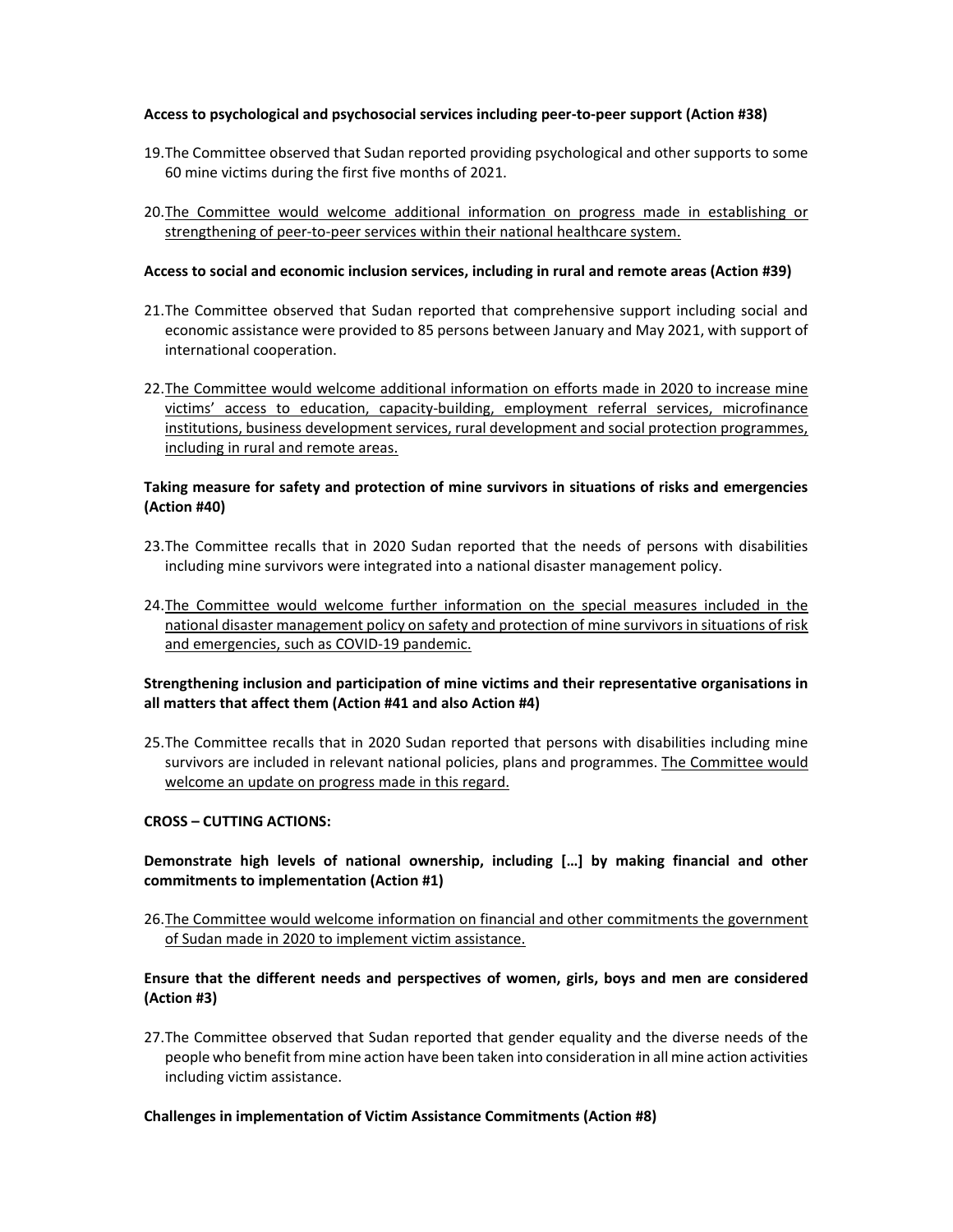**Access to psychological and psychosocial services including peer-to-peer support (Action #38)**

19. The Committee observed that Sudan reported providing psychological and other supports to some 60 mine victims during the first five months of 2021.

20. <u>The Committee would welcome additional information on progress made in establishing or strengthening of peer-to-peer services within their national healthcare system.</u>

**Access to social and economic inclusion services, including in rural and remote areas (Action #39)**

21. The Committee observed that Sudan reported that comprehensive support including social and economic assistance were provided to 85 persons between January and May 2021, with support of international cooperation.

22. <u>The Committee would welcome additional information on efforts made in 2020 to increase mine victims' access to education, capacity-building, employment referral services, microfinance institutions, business development services, rural development and social protection programmes, including in rural and remote areas.</u>

**Taking measure for safety and protection of mine survivors in situations of risks and emergencies (Action #40)**

23. The Committee recalls that in 2020 Sudan reported that the needs of persons with disabilities including mine survivors were integrated into a national disaster management policy.

24. <u>The Committee would welcome further information on the special measures included in the national disaster management policy on safety and protection of mine survivors in situations of risk and emergencies, such as COVID-19 pandemic.</u>

**Strengthening inclusion and participation of mine victims and their representative organisations in all matters that affect them (Action #41 and also Action #4)**

25. The Committee recalls that in 2020 Sudan reported that persons with disabilities including mine survivors are included in relevant national policies, plans and programmes. <u>The Committee would welcome an update on progress made in this regard.</u>

**CROSS – CUTTING ACTIONS:**

**Demonstrate high levels of national ownership, including […] by making financial and other commitments to implementation (Action #1)**

26. <u>The Committee would welcome information on financial and other commitments the government of Sudan made in 2020 to implement victim assistance.</u>

**Ensure that the different needs and perspectives of women, girls, boys and men are considered (Action #3)**

27. The Committee observed that Sudan reported that gender equality and the diverse needs of the people who benefit from mine action have been taken into consideration in all mine action activities including victim assistance.

**Challenges in implementation of Victim Assistance Commitments (Action #8)**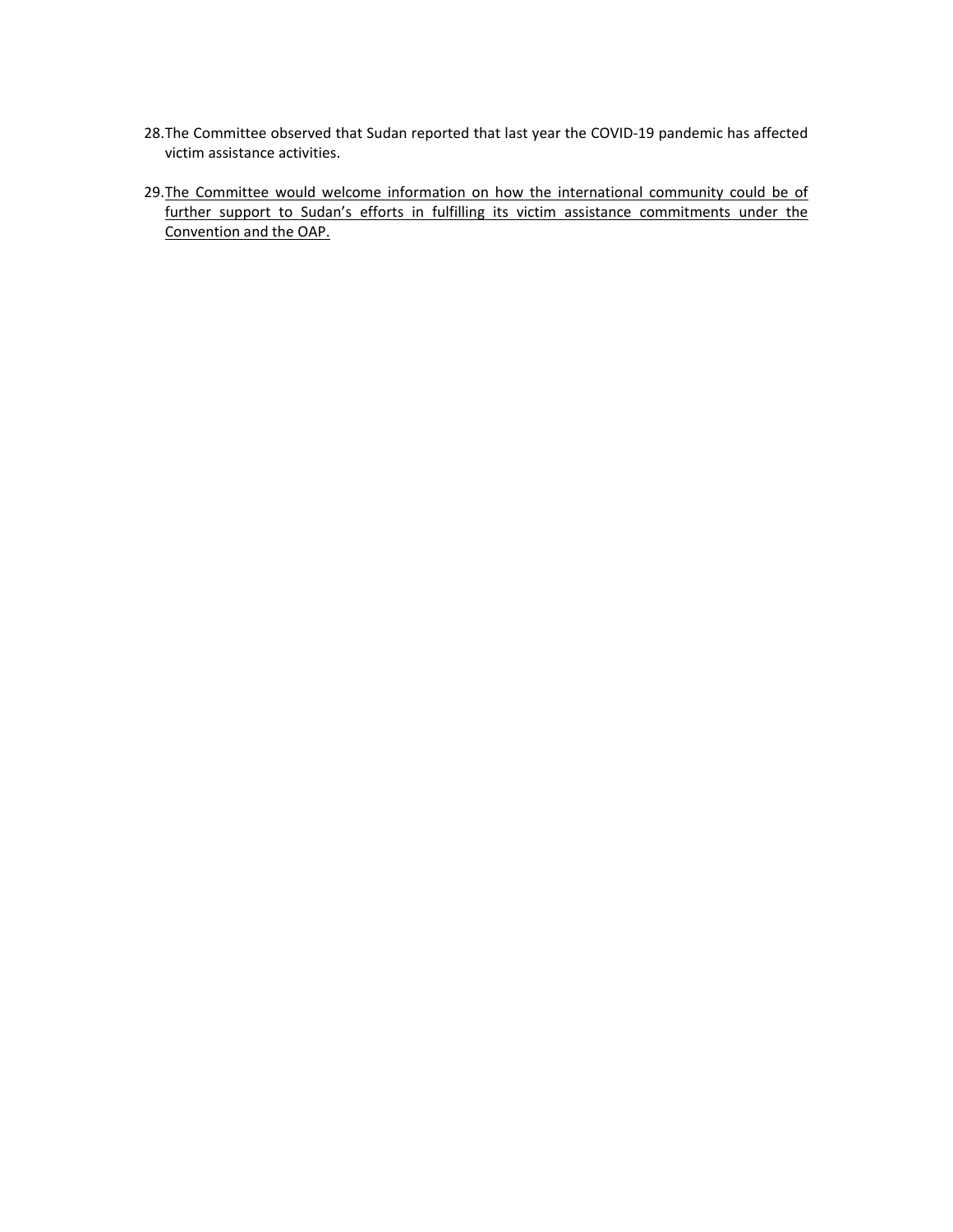28. The Committee observed that Sudan reported that last year the COVID-19 pandemic has affected victim assistance activities.

29. <u>The Committee would welcome information on how the international community could be of further support to Sudan's efforts in fulfilling its victim assistance commitments under the Convention and the OAP.</u>